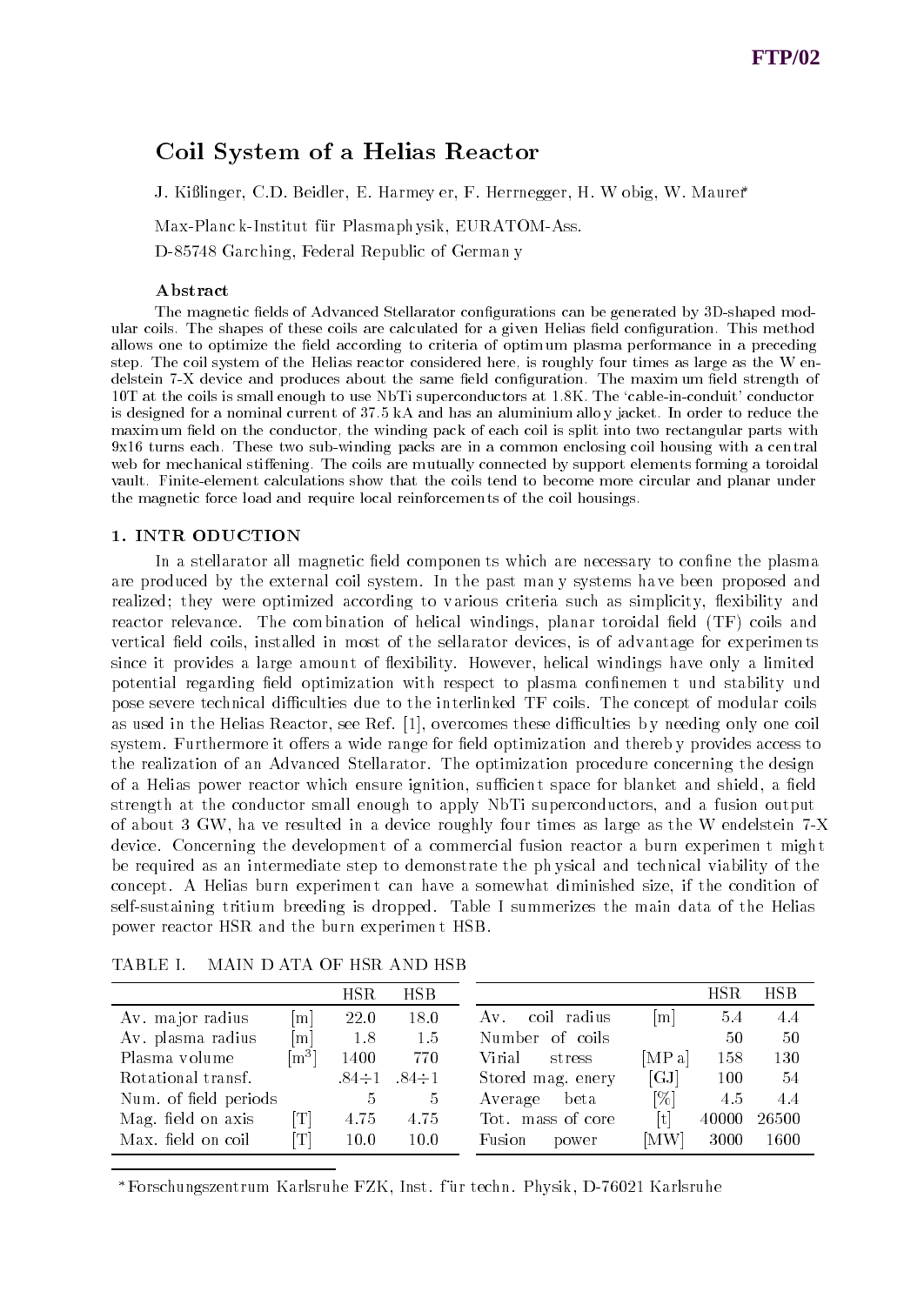FTP/02

# Coil System of a Helias Reactor

J. Kißlinger, C.D. Beidler, E. Harmeyer, F. Herrnegger, H. Wobig, W. Maurer*

Max-Planck-Institut für Plasmaphysik, EURATOM-Ass.

D-85748 Garching, Federal Republic of Germany

### Abstract

The magnetic fields of Advanced Stellarator configurations can be generated by 3D-shaped modular coils. The shapes of these coils are calculated for a given Helias field configuration. This method allows one to optimize the field according to criteria of optimum plasma performance in a preceding step. The coil system of the Helias reactor considered here, is roughly four times as large as the Wendelstein 7-X device and produces about the same field configuration. The maximum field strength of 10T at the coils is small enough to use NbTi superconductors at 1.8K. The 'cable-in-conduit' conductor is designed for a nominal current of 37.5 kA and has an aluminium alloy jacket. In order to reduce the maximum field on the conductor, the winding pack of each coil is split into two rectangular parts with 9x16 turns each. These two sub-winding packs are in a common enclosing coil housing with a central web for mechanical stiffening. The coils are mutually connected by support elements forming a toroidal vault. Finite-element calculations show that the coils tend to become more circular and planar under the magnetic force load and require local reinforcements of the coil housings.

## 1. INTRODUCTION

In a stellarator all magnetic field components which are necessary to confine the plasma are produced by the external coil system. In the past many systems have been proposed and realized; they were optimized according to various criteria such as simplicity, flexibility and reactor relevance. The combination of helical windings, planar toroidal field (TF) coils and vertical field coils, installed in most of the sellarator devices, is of advantage for experiments since it provides a large amount of flexibility. However, helical windings have only a limited potential regarding field optimization with respect to plasma confinement und stability und pose severe technical difficulties due to the interlinked TF coils. The concept of modular coils as used in the Helias Reactor, see Ref. [1], overcomes these difficulties by needing only one coil system. Furthermore it offers a wide range for field optimization and thereby provides access to the realization of an Advanced Stellarator. The optimization procedure concerning the design of a Helias power reactor which ensure ignition, sufficient space for blanket and shield, a field strength at the conductor small enough to apply NbTi superconductors, and a fusion output of about 3 GW, have resulted in a device roughly four times as large as the Wendelstein 7-X device. Concerning the development of a commercial fusion reactor a burn experiment might be required as an intermediate step to demonstrate the physical and technical viability of the concept. A Helias burn experiment can have a somewhat diminished size, if the condition of self-sustaining tritium breeding is dropped. Table I summerizes the main data of the Helias power reactor HSR and the burn experiment HSB.

TABLE I. MAIN DATA OF HSR AND HSB

| | | HSR | HSB | | | HSR | HSB |
|---|---|---|---|---|---|---|---|
| Av. major radius | [m] | 22.0 | 18.0 | Av. coil radius | [m] | 5.4 | 4.4 |
| Av. plasma radius | [m] | 1.8 | 1.5 | Number of coils | | 50 | 50 |
| Plasma volume | [$m^3$] | 1400 | 770 | Virial stress | [MPa] | 158 | 130 |
| Rotational transf. | | .84÷1 | .84÷1 | Stored mag. enery | [GJ] | 100 | 54 |
| Num. of field periods | | 5 | 5 | Average beta | [%] | 4.5 | 4.4 |
| Mag. field on axis | [T] | 4.75 | 4.75 | Tot. mass of core | [t] | 40000 | 26500 |
| Max. field on coil | [T] | 10.0 | 10.0 | Fusion power | [MW] | 3000 | 1600 |

*Forschungszentrum Karlsruhe FZK, Inst. für techn. Physik, D-76021 Karlsruhe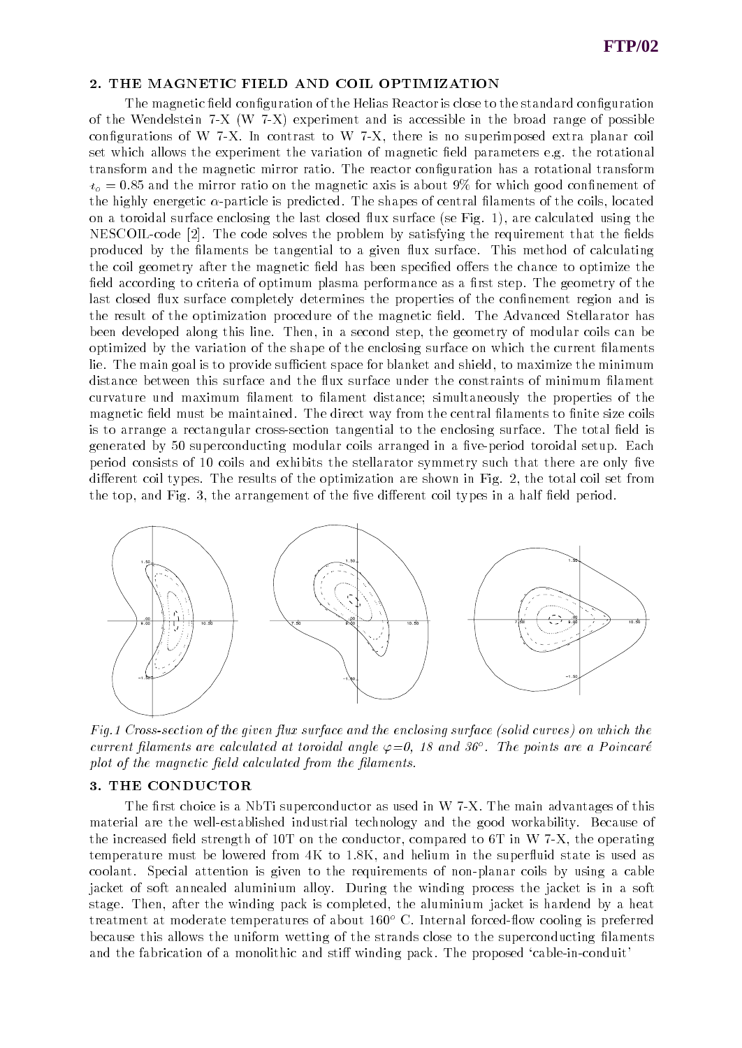## 2. THE MAGNETIC FIELD AND COIL OPTIMIZATION

The magnetic field configuration of the Helias Reactor is close to the standard configuration of the Wendelstein 7-X (W 7-X) experiment and is accessible in the broad range of possible configurations of W 7-X. In contrast to W 7-X, there is no superimposed extra planar coil set which allows the experiment the variation of magnetic field parameters e.g. the rotational transform and the magnetic mirror ratio. The reactor configuration has a rotational transform $\iota_o = 0.85$ and the mirror ratio on the magnetic axis is about 9% for which good confinement of the highly energetic $\alpha$-particle is predicted. The shapes of central filaments of the coils, located on a toroidal surface enclosing the last closed flux surface (se Fig. 1), are calculated using the NESCOIL-code [2]. The code solves the problem by satisfying the requirement that the fields produced by the filaments be tangential to a given flux surface. This method of calculating the coil geometry after the magnetic field has been specified offers the chance to optimize the field according to criteria of optimum plasma performance as a first step. The geometry of the last closed flux surface completely determines the properties of the confinement region and is the result of the optimization procedure of the magnetic field. The Advanced Stellarator has been developed along this line. Then, in a second step, the geometry of modular coils can be optimized by the variation of the shape of the enclosing surface on which the current filaments lie. The main goal is to provide sufficient space for blanket and shield, to maximize the minimum distance between this surface and the flux surface under the constraints of minimum filament curvature und maximum filament to filament distance; simultaneously the properties of the magnetic field must be maintained. The direct way from the central filaments to finite size coils is to arrange a rectangular cross-section tangential to the enclosing surface. The total field is generated by 50 superconducting modular coils arranged in a five-period toroidal setup. Each period consists of 10 coils and exhibits the stellarator symmetry such that there are only five different coil types. The results of the optimization are shown in Fig. 2, the total coil set from the top, and Fig. 3, the arrangement of the five different coil types in a half field period.

*Fig.1 Cross-section of the given flux surface and the enclosing surface (solid curves) on which the current filaments are calculated at toroidal angle $\varphi$=0, 18 and 36°. The points are a Poincaré plot of the magnetic field calculated from the filaments.*

## 3. THE CONDUCTOR

The first choice is a NbTi superconductor as used in W 7-X. The main advantages of this material are the well-established industrial technology and the good workability. Because of the increased field strength of 10T on the conductor, compared to 6T in W 7-X, the operating temperature must be lowered from 4K to 1.8K, and helium in the superfluid state is used as coolant. Special attention is given to the requirements of non-planar coils by using a cable jacket of soft annealed aluminium alloy. During the winding process the jacket is in a soft stage. Then, after the winding pack is completed, the aluminium jacket is hardend by a heat treatment at moderate temperatures of about 160° C. Internal forced-flow cooling is preferred because this allows the uniform wetting of the strands close to the superconducting filaments and the fabrication of a monolithic and stiff winding pack. The proposed 'cable-in-conduit'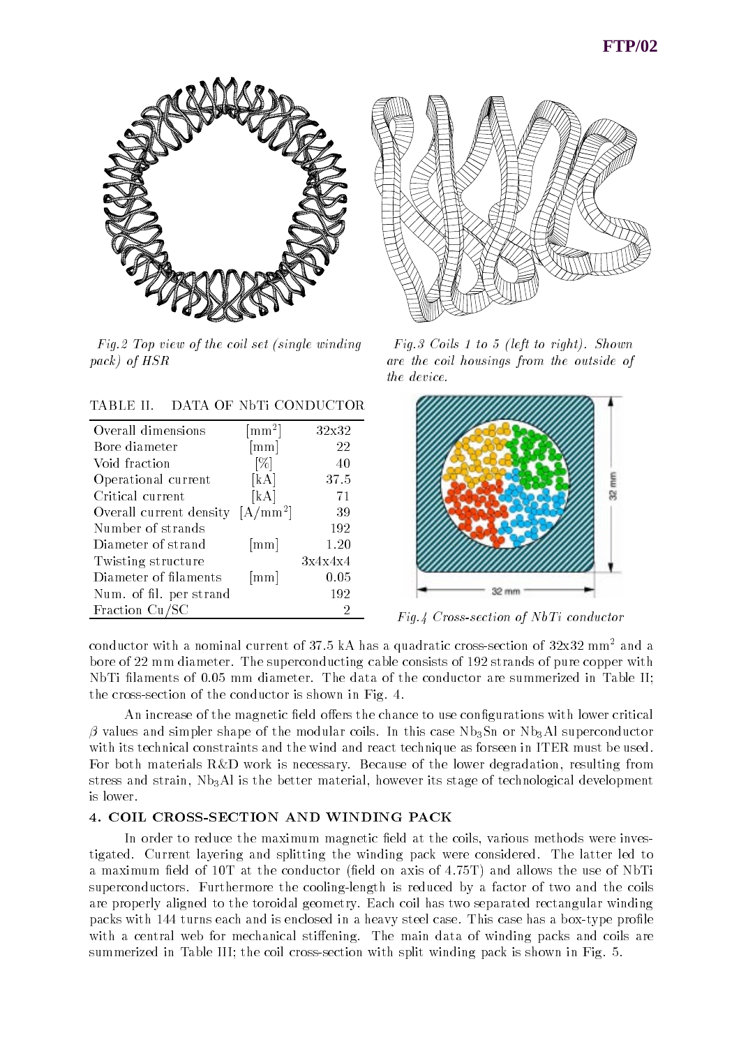*Fig.2 Top view of the coil set (single winding pack) of HSR*

*Fig.3 Coils 1 to 5 (left to right). Shown are the coil housings from the outside of the device.*

TABLE II. DATA OF NbTi CONDUCTOR

| | | |
|---|---|---|
| Overall dimensions | [$mm^2$] | 32x32 |
| Bore diameter | [mm] | 22 |
| Void fraction | [%] | 40 |
| Operational current | [kA] | 37.5 |
| Critical current | [kA] | 71 |
| Overall current density | [$A/mm^2$] | 39 |
| Number of strands | | 192 |
| Diameter of strand | [mm] | 1.20 |
| Twisting structure | | 3x4x4x4 |
| Diameter of filaments | [mm] | 0.05 |
| Num. of fil. per strand | | 192 |
| Fraction Cu/SC | | 2 |

*Fig.4 Cross-section of NbTi conductor*

conductor with a nominal current of 37.5 kA has a quadratic cross-section of 32x32 $mm^2$ and a bore of 22 mm diameter. The superconducting cable consists of 192 strands of pure copper with NbTi filaments of 0.05 mm diameter. The data of the conductor are summerized in Table II; the cross-section of the conductor is shown in Fig. 4.

An increase of the magnetic field offers the chance to use configurations with lower critical $\beta$ values and simpler shape of the modular coils. In this case $Nb_3Sn$ or $Nb_3Al$ superconductor with its technical constraints and the wind and react technique as forseen in ITER must be used. For both materials R&D work is necessary. Because of the lower degradation, resulting from stress and strain, $Nb_3Al$ is the better material, however its stage of technological development is lower.

## 4. COIL CROSS-SECTION AND WINDING PACK

In order to reduce the maximum magnetic field at the coils, various methods were investigated. Current layering and splitting the winding pack were considered. The latter led to a maximum field of 10T at the conductor (field on axis of 4.75T) and allows the use of NbTi superconductors. Furthermore the cooling-length is reduced by a factor of two and the coils are properly aligned to the toroidal geometry. Each coil has two separated rectangular winding packs with 144 turns each and is enclosed in a heavy steel case. This case has a box-type profile with a central web for mechanical stiffening. The main data of winding packs and coils are summerized in Table III; the coil cross-section with split winding pack is shown in Fig. 5.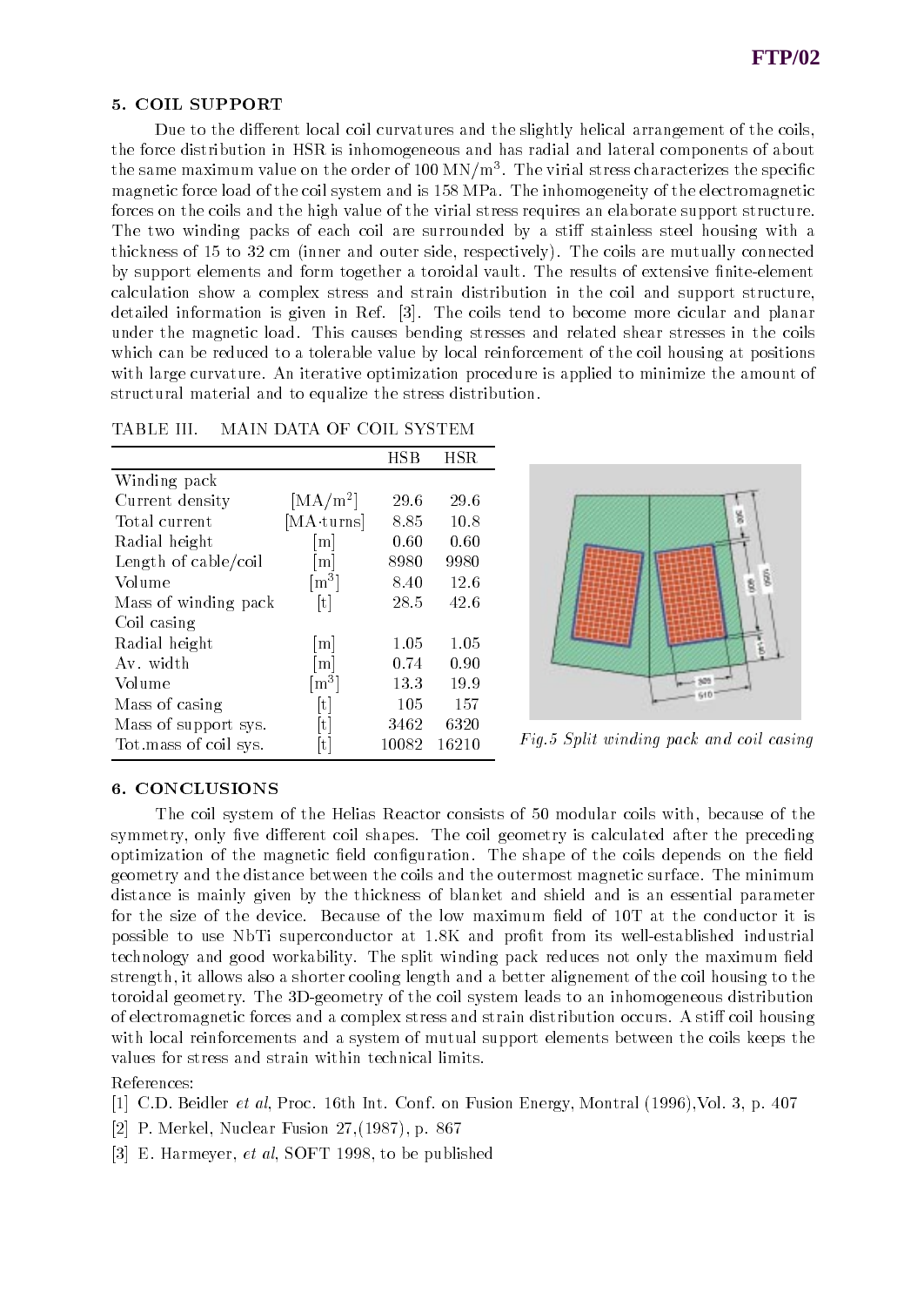### 5. COIL SUPPORT

Due to the different local coil curvatures and the slightly helical arrangement of the coils, the force distribution in HSR is inhomogeneous and has radial and lateral components of about the same maximum value on the order of 100 MN/m$^3$. The virial stress characterizes the specific magnetic force load of the coil system and is 158 MPa. The inhomogeneity of the electromagnetic forces on the coils and the high value of the virial stress requires an elaborate support structure. The two winding packs of each coil are surrounded by a stiff stainless steel housing with a thickness of 15 to 32 cm (inner and outer side, respectively). The coils are mutually connected by support elements and form together a toroidal vault. The results of extensive finite-element calculation show a complex stress and strain distribution in the coil and support structure, detailed information is given in Ref. [3]. The coils tend to become more cicular and planar under the magnetic load. This causes bending stresses and related shear stresses in the coils which can be reduced to a tolerable value by local reinforcement of the coil housing at positions with large curvature. An iterative optimization procedure is applied to minimize the amount of structural material and to equalize the stress distribution.

TABLE III. MAIN DATA OF COIL SYSTEM

| | | HSB | HSR |
|---|---|---|---|
| Winding pack | | | |
| Current density | [MA/m$^2$] | 29.6 | 29.6 |
| Total current | [MA·turns] | 8.85 | 10.8 |
| Radial height | [m] | 0.60 | 0.60 |
| Length of cable/coil | [m] | 8980 | 9980 |
| Volume | [m$^3$] | 8.40 | 12.6 |
| Mass of winding pack | [t] | 28.5 | 42.6 |
| Coil casing | | | |
| Radial height | [m] | 1.05 | 1.05 |
| Av. width | [m] | 0.74 | 0.90 |
| Volume | [m$^3$] | 13.3 | 19.9 |
| Mass of casing | [t] | 105 | 157 |
| Mass of support sys. | [t] | 3462 | 6320 |
| Tot.mass of coil sys. | [t] | 10082 | 16210 |

*Fig.5 Split winding pack and coil casing*

### 6. CONCLUSIONS

The coil system of the Helias Reactor consists of 50 modular coils with, because of the symmetry, only five different coil shapes. The coil geometry is calculated after the preceding optimization of the magnetic field configuration. The shape of the coils depends on the field geometry and the distance between the coils and the outermost magnetic surface. The minimum distance is mainly given by the thickness of blanket and shield and is an essential parameter for the size of the device. Because of the low maximum field of 10T at the conductor it is possible to use NbTi superconductor at 1.8K and profit from its well-established industrial technology and good workability. The split winding pack reduces not only the maximum field strength, it allows also a shorter cooling length and a better alignement of the coil housing to the toroidal geometry. The 3D-geometry of the coil system leads to an inhomogeneous distribution of electromagnetic forces and a complex stress and strain distribution occurs. A stiff coil housing with local reinforcements and a system of mutual support elements between the coils keeps the values for stress and strain within technical limits.

References:

[1] C.D. Beidler *et al*, Proc. 16th Int. Conf. on Fusion Energy, Montral (1996),Vol. 3, p. 407

[2] P. Merkel, Nuclear Fusion 27,(1987), p. 867

[3] E. Harmeyer, *et al*, SOFT 1998, to be published